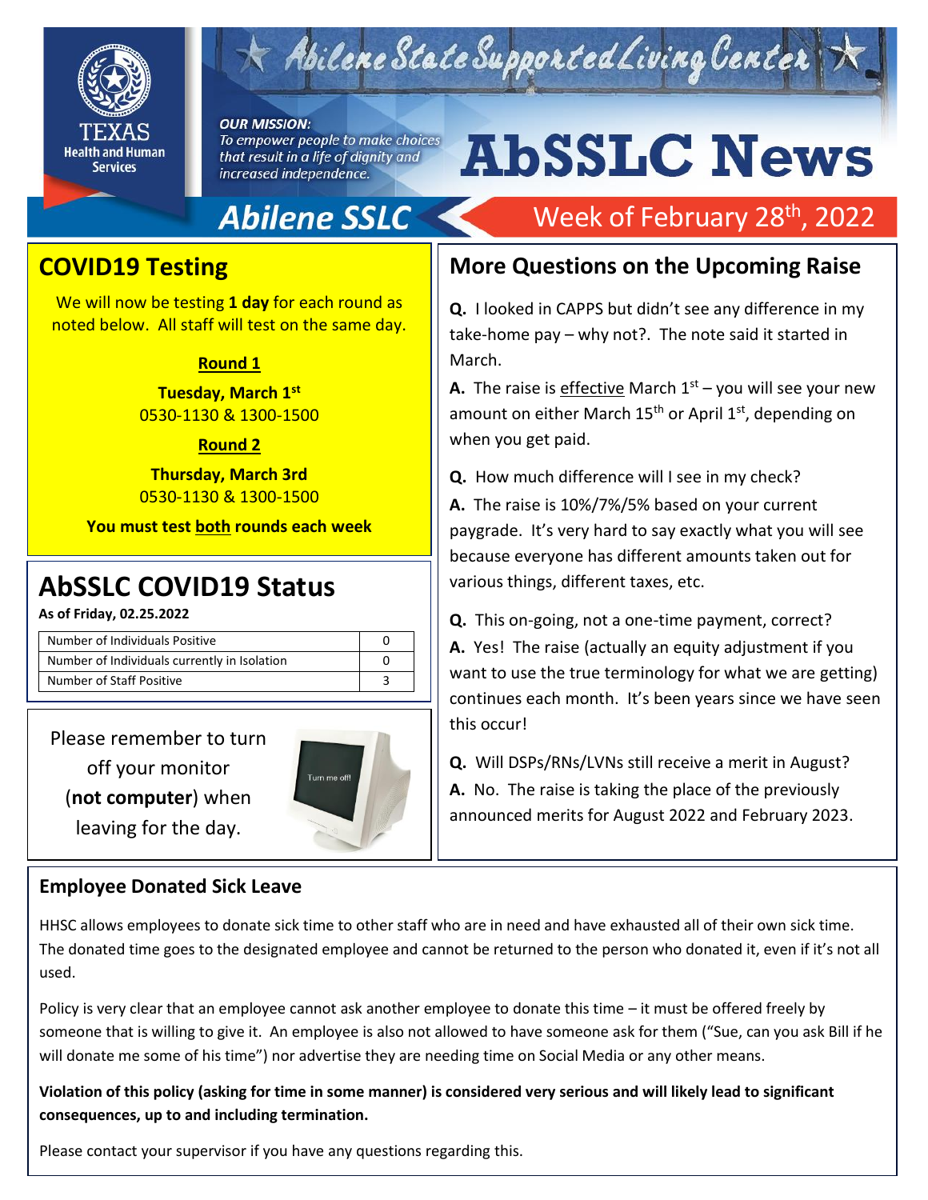# Abilene State Supported Living Center

**OUR MISSION:**
*To empower people to make choices that result in a life of dignity and increased independence.*

# AbSSLC News

**Abilene SSLC** — Week of February 28th, 2022

## COVID19 Testing

We will now be testing **1 day** for each round as noted below. All staff will test on the same day.

**Round 1**

**Tuesday, March 1st**
0530-1130 & 1300-1500

**Round 2**

**Thursday, March 3rd**
0530-1130 & 1300-1500

**You must test both rounds each week**

## AbSSLC COVID19 Status

**As of Friday, 02.25.2022**

| | |
|---|---|
| Number of Individuals Positive | 0 |
| Number of Individuals currently in Isolation | 0 |
| Number of Staff Positive | 3 |

Please remember to turn off your monitor (**not computer**) when leaving for the day.

## More Questions on the Upcoming Raise

**Q.** I looked in CAPPS but didn't see any difference in my take-home pay – why not?. The note said it started in March.

**A.** The raise is effective March 1st – you will see your new amount on either March 15th or April 1st, depending on when you get paid.

**Q.** How much difference will I see in my check?

**A.** The raise is 10%/7%/5% based on your current paygrade. It's very hard to say exactly what you will see because everyone has different amounts taken out for various things, different taxes, etc.

**Q.** This on-going, not a one-time payment, correct?

**A.** Yes! The raise (actually an equity adjustment if you want to use the true terminology for what we are getting) continues each month. It's been years since we have seen this occur!

**Q.** Will DSPs/RNs/LVNs still receive a merit in August?

**A.** No. The raise is taking the place of the previously announced merits for August 2022 and February 2023.

## Employee Donated Sick Leave

HHSC allows employees to donate sick time to other staff who are in need and have exhausted all of their own sick time. The donated time goes to the designated employee and cannot be returned to the person who donated it, even if it's not all used.

Policy is very clear that an employee cannot ask another employee to donate this time – it must be offered freely by someone that is willing to give it. An employee is also not allowed to have someone ask for them ("Sue, can you ask Bill if he will donate me some of his time") nor advertise they are needing time on Social Media or any other means.

**Violation of this policy (asking for time in some manner) is considered very serious and will likely lead to significant consequences, up to and including termination.**

Please contact your supervisor if you have any questions regarding this.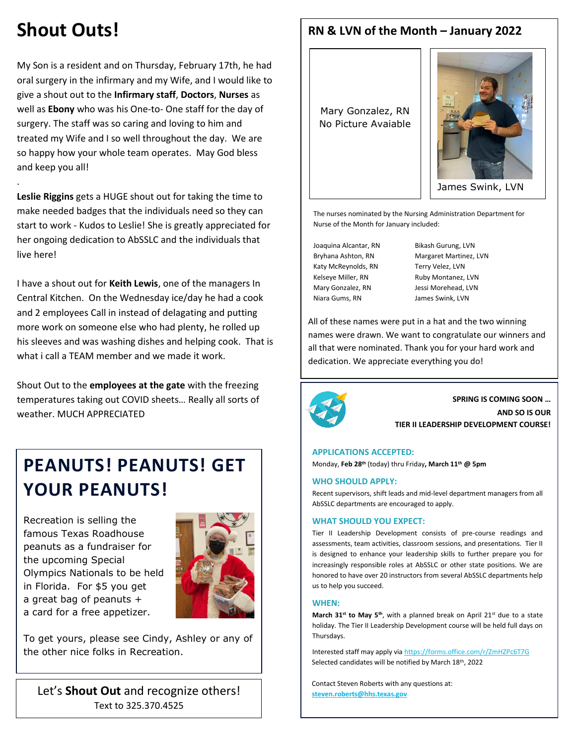# Shout Outs!

My Son is a resident and on Thursday, February 17th, he had oral surgery in the infirmary and my Wife, and I would like to give a shout out to the **Infirmary staff**, **Doctors**, **Nurses** as well as **Ebony** who was his One-to- One staff for the day of surgery. The staff was so caring and loving to him and treated my Wife and I so well throughout the day. We are so happy how your whole team operates. May God bless and keep you all!

.

**Leslie Riggins** gets a HUGE shout out for taking the time to make needed badges that the individuals need so they can start to work - Kudos to Leslie! She is greatly appreciated for her ongoing dedication to AbSSLC and the individuals that live here!

I have a shout out for **Keith Lewis**, one of the managers In Central Kitchen. On the Wednesday ice/day he had a cook and 2 employees Call in instead of delagating and putting more work on someone else who had plenty, he rolled up his sleeves and was washing dishes and helping cook. That is what i call a TEAM member and we made it work.

Shout Out to the **employees at the gate** with the freezing temperatures taking out COVID sheets… Really all sorts of weather. MUCH APPRECIATED

## PEANUTS! PEANUTS! GET YOUR PEANUTS!

Recreation is selling the famous Texas Roadhouse peanuts as a fundraiser for the upcoming Special Olympics Nationals to be held in Florida. For $5 you get a great bag of peanuts + a card for a free appetizer.

To get yours, please see Cindy, Ashley or any of the other nice folks in Recreation.

Let's **Shout Out** and recognize others!
Text to 325.370.4525

## RN & LVN of the Month – January 2022

Mary Gonzalez, RN
No Picture Avaiable

James Swink, LVN

The nurses nominated by the Nursing Administration Department for Nurse of the Month for January included:

| | |
|---|---|
| Joaquina Alcantar, RN | Bikash Gurung, LVN |
| Bryhana Ashton, RN | Margaret Martinez, LVN |
| Katy McReynolds, RN | Terry Velez, LVN |
| Kelseye Miller, RN | Ruby Montanez, LVN |
| Mary Gonzalez, RN | Jessi Morehead, LVN |
| Niara Gums, RN | James Swink, LVN |

All of these names were put in a hat and the two winning names were drawn. We want to congratulate our winners and all that were nominated. Thank you for your hard work and dedication. We appreciate everything you do!

**SPRING IS COMING SOON …**
**AND SO IS OUR**
**TIER II LEADERSHIP DEVELOPMENT COURSE!**

### APPLICATIONS ACCEPTED:

Monday, **Feb 28th** (today) thru Friday**, March 11th @ 5pm**

### WHO SHOULD APPLY:

Recent supervisors, shift leads and mid-level department managers from all AbSSLC departments are encouraged to apply.

### WHAT SHOULD YOU EXPECT:

Tier II Leadership Development consists of pre-course readings and assessments, team activities, classroom sessions, and presentations. Tier II is designed to enhance your leadership skills to further prepare you for increasingly responsible roles at AbSSLC or other state positions. We are honored to have over 20 instructors from several AbSSLC departments help us to help you succeed.

### WHEN:

**March 31st to May 5th**, with a planned break on April 21st due to a state holiday. The Tier II Leadership Development course will be held full days on Thursdays.

Interested staff may apply via https://forms.office.com/r/ZmHZPc6T7G
Selected candidates will be notified by March 18th, 2022

Contact Steven Roberts with any questions at:
**steven.roberts@hhs.texas.gov**